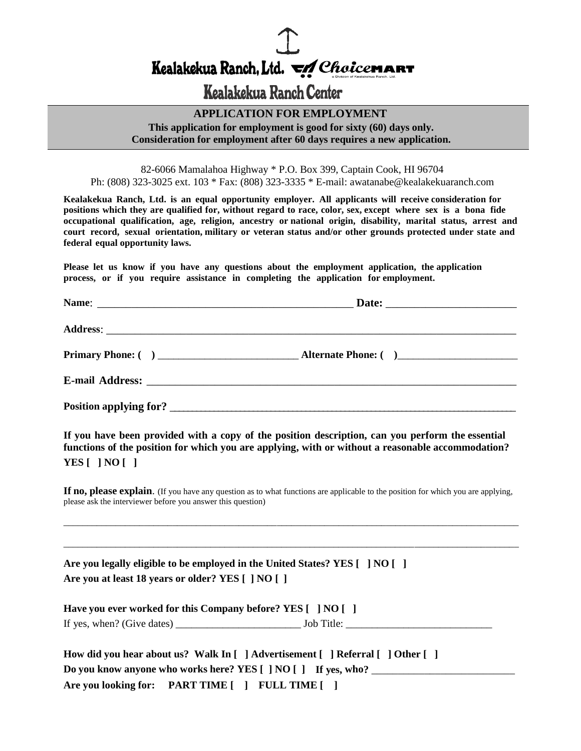# Kealakekua Ranch, Ltd. ChoiceMART

a Division of Kealakekua Ranch, Ltd.

## Kealakekua Ranch Center

**APPLICATION FOR EMPLOYMENT**

**This application for employment is good for sixty (60) days only.**
**Consideration for employment after 60 days requires a new application.**

82-6066 Mamalahoa Highway * P.O. Box 399, Captain Cook, HI 96704
Ph: (808) 323-3025 ext. 103 * Fax: (808) 323-3335 * E-mail: awatanabe@kealakekuaranch.com

**Kealakekua Ranch, Ltd. is an equal opportunity employer. All applicants will receive consideration for positions which they are qualified for, without regard to race, color, sex, except where sex is a bona fide occupational qualification, age, religion, ancestry or national origin, disability, marital status, arrest and court record, sexual orientation, military or veteran status and/or other grounds protected under state and federal equal opportunity laws.**

**Please let us know if you have any questions about the employment application, the application process, or if you require assistance in completing the application for employment.**

**Name**: __________________________________________________ **Date:** ________________________

**Address**: ________________________________________________________________________________

**Primary Phone: ( )** ___________________________ **Alternate Phone: ( )**_______________________

**E-mail Address:** _____________________________________________________________________

**Position applying for?** _____________________________________________________________________

**If you have been provided with a copy of the position description, can you perform the essential functions of the position for which you are applying, with or without a reasonable accommodation? YES [ ] NO [ ]**

**If no, please explain**. (If you have any question as to what functions are applicable to the position for which you are applying, please ask the interviewer before you answer this question)

______________________________________________________________________________________________

______________________________________________________________________________________________

**Are you legally eligible to be employed in the United States? YES [ ] NO [ ]**
**Are you at least 18 years or older? YES [ ] NO [ ]**

**Have you ever worked for this Company before? YES [ ] NO [ ]**
If yes, when? (Give dates) ________________________ Job Title: ____________________________

**How did you hear about us? Walk In [ ] Advertisement [ ] Referral [ ] Other [ ]**
**Do you know anyone who works here? YES [ ] NO [ ] If yes, who?** ___________________________
**Are you looking for: PART TIME [ ] FULL TIME [ ]**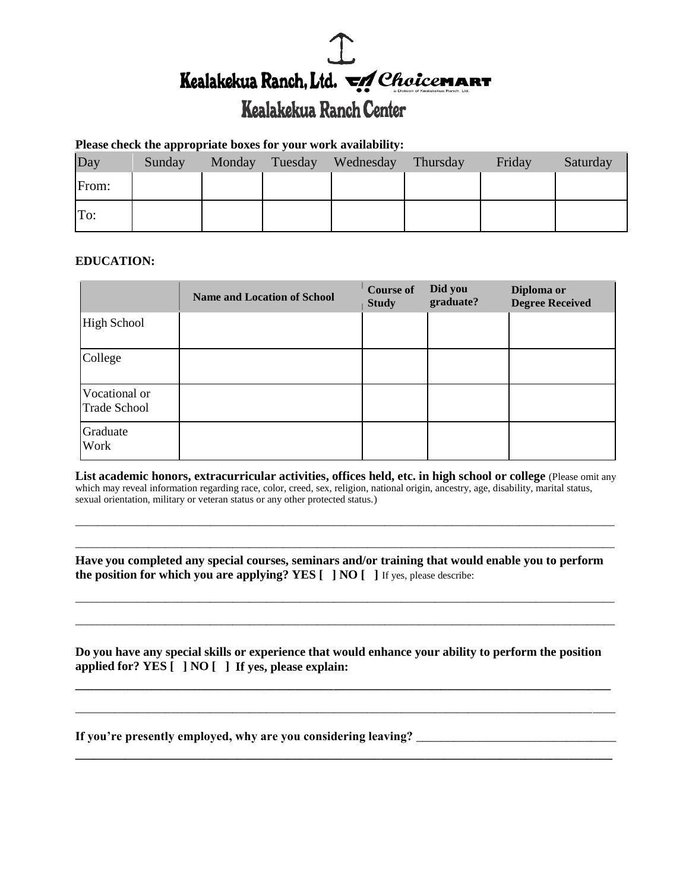# Kealakekua Ranch, Ltd. ChoiceMART

a Division of Kealakekua Ranch, Ltd.

## Kealakekua Ranch Center

**Please check the appropriate boxes for your work availability:**

| Day | Sunday | Monday | Tuesday | Wednesday | Thursday | Friday | Saturday |
|---|---|---|---|---|---|---|---|
| From: | | | | | | | |
| To: | | | | | | | |

**EDUCATION:**

| | **Name and Location of School** | **Course of Study** | **Did you graduate?** | **Diploma or Degree Received** |
|---|---|---|---|---|
| High School | | | | |
| College | | | | |
| Vocational or Trade School | | | | |
| Graduate Work | | | | |

**List academic honors, extracurricular activities, offices held, etc. in high school or college** (Please omit any which may reveal information regarding race, color, creed, sex, religion, national origin, ancestry, age, disability, marital status, sexual orientation, military or veteran status or any other protected status.)

_______________________________________________________________________________________

_______________________________________________________________________________________

**Have you completed any special courses, seminars and/or training that would enable you to perform the position for which you are applying? YES [ ] NO [ ]** If yes, please describe:

_______________________________________________________________________________________

_______________________________________________________________________________________

**Do you have any special skills or experience that would enhance your ability to perform the position applied for? YES [ ] NO [ ] If yes, please explain:**

_______________________________________________________________________________________

_______________________________________________________________________________________

**If you're presently employed, why are you considering leaving?** _______________________________

_______________________________________________________________________________________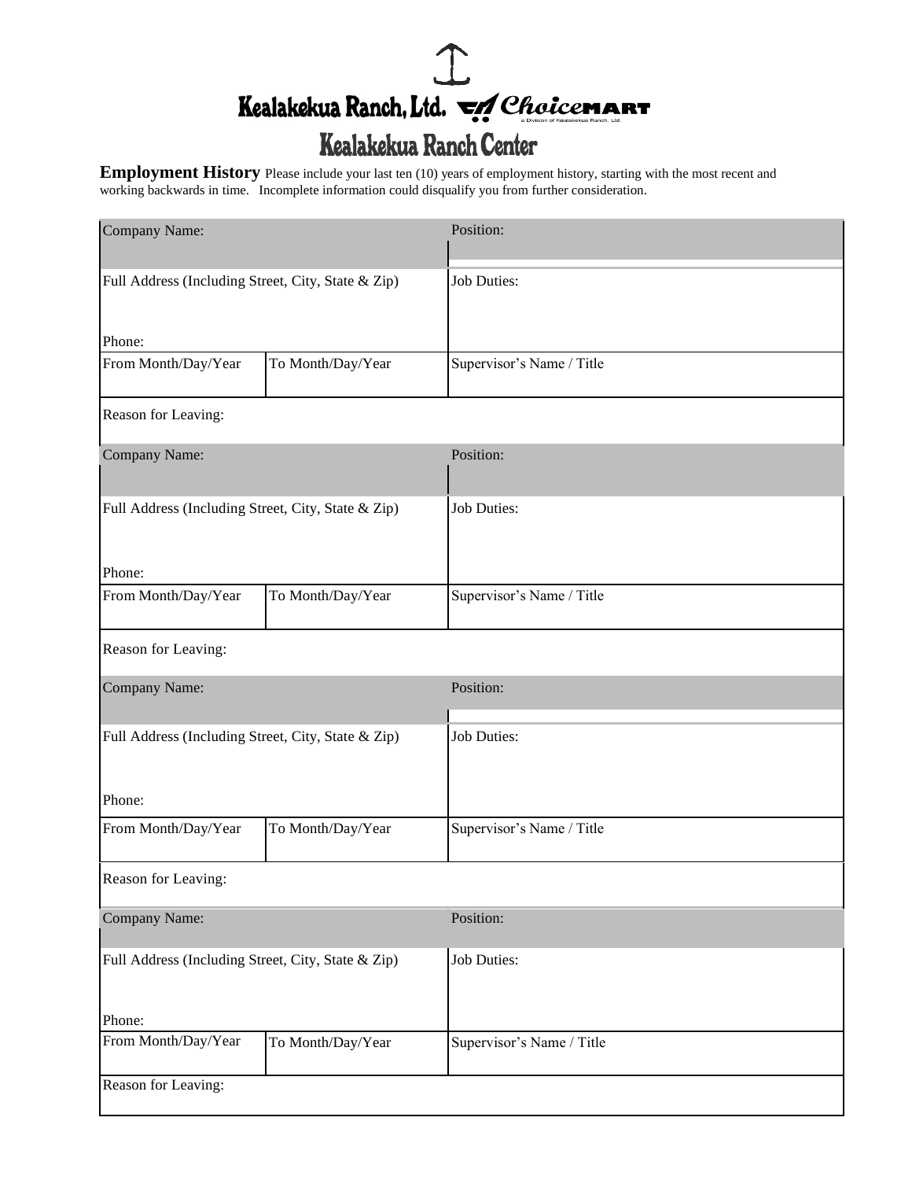# Kealakekua Ranch, Ltd. ChoiceMART

a Division of Kealakekua Ranch, Ltd.

## Kealakekua Ranch Center

**Employment History** Please include your last ten (10) years of employment history, starting with the most recent and working backwards in time. Incomplete information could disqualify you from further consideration.

| Company Name: | | Position: |
|---|---|---|
| Full Address (Including Street, City, State & Zip)<br><br>Phone: | | Job Duties: |
| From Month/Day/Year | To Month/Day/Year | Supervisor's Name / Title |
| Reason for Leaving: | | |

| Company Name: | | Position: |
|---|---|---|
| Full Address (Including Street, City, State & Zip)<br><br>Phone: | | Job Duties: |
| From Month/Day/Year | To Month/Day/Year | Supervisor's Name / Title |
| Reason for Leaving: | | |

| Company Name: | | Position: |
|---|---|---|
| Full Address (Including Street, City, State & Zip)<br><br>Phone: | | Job Duties: |
| From Month/Day/Year | To Month/Day/Year | Supervisor's Name / Title |
| Reason for Leaving: | | |

| Company Name: | | Position: |
|---|---|---|
| Full Address (Including Street, City, State & Zip)<br><br>Phone: | | Job Duties: |
| From Month/Day/Year | To Month/Day/Year | Supervisor's Name / Title |
| Reason for Leaving: | | |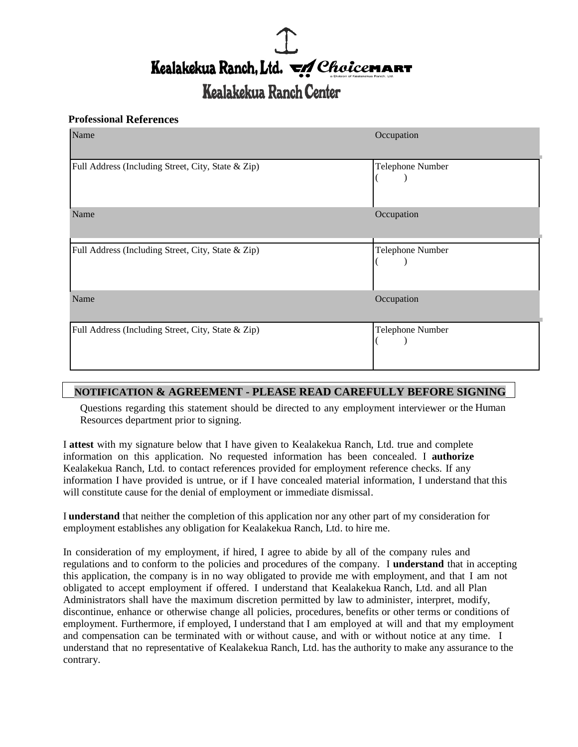Kealakekua Ranch, Ltd. ChoiceMART a Division of Kealakekua Ranch, Ltd.

Kealakekua Ranch Center

**Professional References**

| Name | Occupation |
| --- | --- |
| Full Address (Including Street, City, State & Zip) | Telephone Number ( ) |
| Name | Occupation |
| Full Address (Including Street, City, State & Zip) | Telephone Number ( ) |
| Name | Occupation |
| Full Address (Including Street, City, State & Zip) | Telephone Number ( ) |

## NOTIFICATION & AGREEMENT - PLEASE READ CAREFULLY BEFORE SIGNING

Questions regarding this statement should be directed to any employment interviewer or the Human Resources department prior to signing.

I **attest** with my signature below that I have given to Kealakekua Ranch, Ltd. true and complete information on this application. No requested information has been concealed. I **authorize** Kealakekua Ranch, Ltd. to contact references provided for employment reference checks. If any information I have provided is untrue, or if I have concealed material information, I understand that this will constitute cause for the denial of employment or immediate dismissal.

I **understand** that neither the completion of this application nor any other part of my consideration for employment establishes any obligation for Kealakekua Ranch, Ltd. to hire me.

In consideration of my employment, if hired, I agree to abide by all of the company rules and regulations and to conform to the policies and procedures of the company. I **understand** that in accepting this application, the company is in no way obligated to provide me with employment, and that I am not obligated to accept employment if offered. I understand that Kealakekua Ranch, Ltd. and all Plan Administrators shall have the maximum discretion permitted by law to administer, interpret, modify, discontinue, enhance or otherwise change all policies, procedures, benefits or other terms or conditions of employment. Furthermore, if employed, I understand that I am employed at will and that my employment and compensation can be terminated with or without cause, and with or without notice at any time. I understand that no representative of Kealakekua Ranch, Ltd. has the authority to make any assurance to the contrary.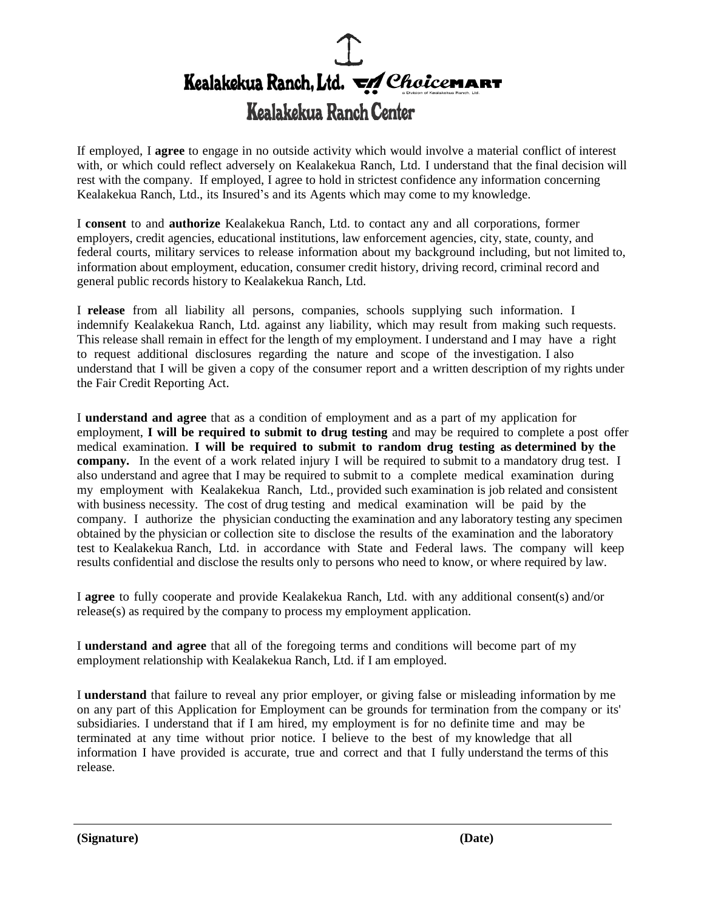# Kealakekua Ranch, Ltd. ChoiceMART

a Division of Kealakekua Ranch, Ltd.

## Kealakekua Ranch Center

If employed, I **agree** to engage in no outside activity which would involve a material conflict of interest with, or which could reflect adversely on Kealakekua Ranch, Ltd. I understand that the final decision will rest with the company. If employed, I agree to hold in strictest confidence any information concerning Kealakekua Ranch, Ltd., its Insured's and its Agents which may come to my knowledge.

I **consent** to and **authorize** Kealakekua Ranch, Ltd. to contact any and all corporations, former employers, credit agencies, educational institutions, law enforcement agencies, city, state, county, and federal courts, military services to release information about my background including, but not limited to, information about employment, education, consumer credit history, driving record, criminal record and general public records history to Kealakekua Ranch, Ltd.

I **release** from all liability all persons, companies, schools supplying such information. I indemnify Kealakekua Ranch, Ltd. against any liability, which may result from making such requests. This release shall remain in effect for the length of my employment. I understand and I may have a right to request additional disclosures regarding the nature and scope of the investigation. I also understand that I will be given a copy of the consumer report and a written description of my rights under the Fair Credit Reporting Act.

I **understand and agree** that as a condition of employment and as a part of my application for employment, **I will be required to submit to drug testing** and may be required to complete a post offer medical examination. **I will be required to submit to random drug testing as determined by the company.** In the event of a work related injury I will be required to submit to a mandatory drug test. I also understand and agree that I may be required to submit to a complete medical examination during my employment with Kealakekua Ranch, Ltd., provided such examination is job related and consistent with business necessity. The cost of drug testing and medical examination will be paid by the company. I authorize the physician conducting the examination and any laboratory testing any specimen obtained by the physician or collection site to disclose the results of the examination and the laboratory test to Kealakekua Ranch, Ltd. in accordance with State and Federal laws. The company will keep results confidential and disclose the results only to persons who need to know, or where required by law.

I **agree** to fully cooperate and provide Kealakekua Ranch, Ltd. with any additional consent(s) and/or release(s) as required by the company to process my employment application.

I **understand and agree** that all of the foregoing terms and conditions will become part of my employment relationship with Kealakekua Ranch, Ltd. if I am employed.

I **understand** that failure to reveal any prior employer, or giving false or misleading information by me on any part of this Application for Employment can be grounds for termination from the company or its' subsidiaries. I understand that if I am hired, my employment is for no definite time and may be terminated at any time without prior notice. I believe to the best of my knowledge that all information I have provided is accurate, true and correct and that I fully understand the terms of this release.

**(Signature)** **(Date)**